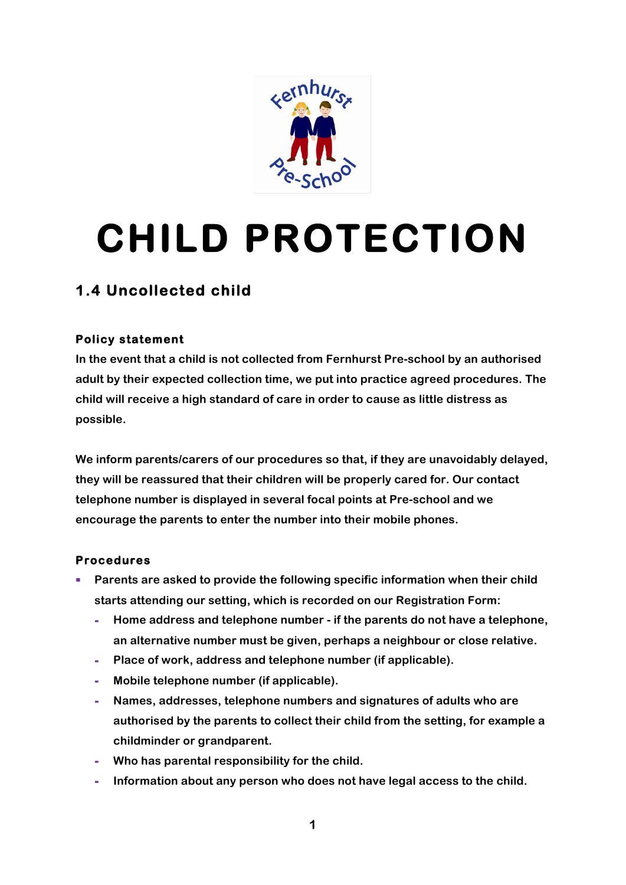# CHILD PROTECTION

## 1.4 Uncollected child

### Policy statement

In the event that a child is not collected from Fernhurst Pre-school by an authorised adult by their expected collection time, we put into practice agreed procedures. The child will receive a high standard of care in order to cause as little distress as possible.

We inform parents/carers of our procedures so that, if they are unavoidably delayed, they will be reassured that their children will be properly cared for. Our contact telephone number is displayed in several focal points at Pre-school and we encourage the parents to enter the number into their mobile phones.

### Procedures

- Parents are asked to provide the following specific information when their child starts attending our setting, which is recorded on our Registration Form:
  - Home address and telephone number - if the parents do not have a telephone, an alternative number must be given, perhaps a neighbour or close relative.
  - Place of work, address and telephone number (if applicable).
  - Mobile telephone number (if applicable).
  - Names, addresses, telephone numbers and signatures of adults who are authorised by the parents to collect their child from the setting, for example a childminder or grandparent.
  - Who has parental responsibility for the child.
  - Information about any person who does not have legal access to the child.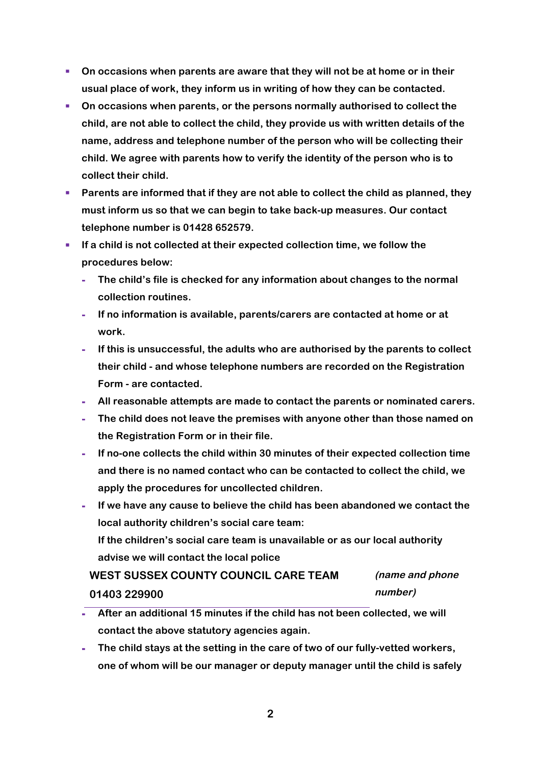- **On occasions when parents are aware that they will not be at home or in their usual place of work, they inform us in writing of how they can be contacted.**
- **On occasions when parents, or the persons normally authorised to collect the child, are not able to collect the child, they provide us with written details of the name, address and telephone number of the person who will be collecting their child. We agree with parents how to verify the identity of the person who is to collect their child.**
- **Parents are informed that if they are not able to collect the child as planned, they must inform us so that we can begin to take back-up measures. Our contact telephone number is 01428 652579.**
- **If a child is not collected at their expected collection time, we follow the procedures below:**
  - **The child's file is checked for any information about changes to the normal collection routines.**
  - **If no information is available, parents/carers are contacted at home or at work.**
  - **If this is unsuccessful, the adults who are authorised by the parents to collect their child - and whose telephone numbers are recorded on the Registration Form - are contacted.**
  - **All reasonable attempts are made to contact the parents or nominated carers.**
  - **The child does not leave the premises with anyone other than those named on the Registration Form or in their file.**
  - **If no-one collects the child within 30 minutes of their expected collection time and there is no named contact who can be contacted to collect the child, we apply the procedures for uncollected children.**
  - **If we have any cause to believe the child has been abandoned we contact the local authority children's social care team:**
    **If the children's social care team is unavailable or as our local authority advise we will contact the local police**

    **WEST SUSSEX COUNTY COUNCIL CARE TEAM 01403 229900** ***(name and phone number)***

  - **After an additional 15 minutes if the child has not been collected, we will contact the above statutory agencies again.**
  - **The child stays at the setting in the care of two of our fully-vetted workers, one of whom will be our manager or deputy manager until the child is safely**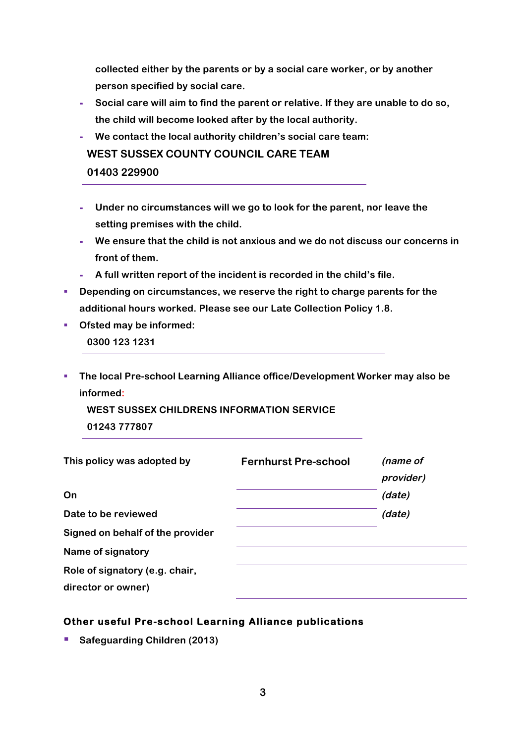collected either by the parents or by a social care worker, or by another person specified by social care.

  - Social care will aim to find the parent or relative. If they are unable to do so, the child will become looked after by the local authority.
  - We contact the local authority children's social care team:

    WEST SUSSEX COUNTY COUNCIL CARE TEAM

    01403 229900

  - Under no circumstances will we go to look for the parent, nor leave the setting premises with the child.
  - We ensure that the child is not anxious and we do not discuss our concerns in front of them.
  - A full written report of the incident is recorded in the child's file.

- Depending on circumstances, we reserve the right to charge parents for the additional hours worked. Please see our Late Collection Policy 1.8.
- Ofsted may be informed:

  0300 123 1231

- The local Pre-school Learning Alliance office/Development Worker may also be informed:

  WEST SUSSEX CHILDRENS INFORMATION SERVICE

  01243 777807

| | | |
|---|---|---|
| This policy was adopted by | Fernhurst Pre-school | *(name of provider)* |
| On | | *(date)* |
| Date to be reviewed | | *(date)* |
| Signed on behalf of the provider | | |
| Name of signatory | | |
| Role of signatory (e.g. chair, director or owner) | | |

## Other useful Pre-school Learning Alliance publications

- Safeguarding Children (2013)